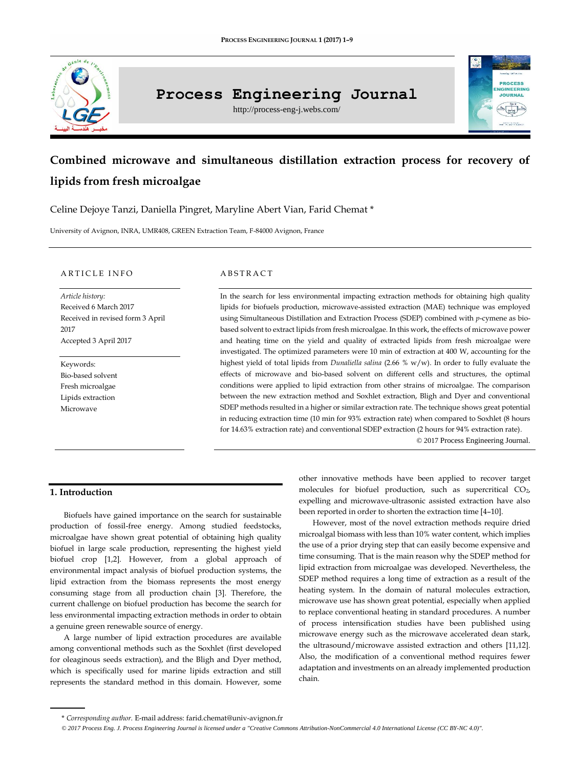# Combined microwave and simultaneous distillation extraction process for recovery of lipids from fresh microalgae

Celine Dejoye Tanzi, Daniella Pingret, Maryline Abert Vian, Farid Chemat *

University of Avignon, INRA, UMR408, GREEN Extraction Team, F-84000 Avignon, France

## ARTICLE INFO

*Article history:*
Received 6 March 2017
Received in revised form 3 April 2017
Accepted 3 April 2017

Keywords:
Bio-based solvent
Fresh microalgae
Lipids extraction
Microwave

## ABSTRACT

In the search for less environmental impacting extraction methods for obtaining high quality lipids for biofuels production, microwave-assisted extraction (MAE) technique was employed using Simultaneous Distillation and Extraction Process (SDEP) combined with *p*-cymene as bio-based solvent to extract lipids from fresh microalgae. In this work, the effects of microwave power and heating time on the yield and quality of extracted lipids from fresh microalgae were investigated. The optimized parameters were 10 min of extraction at 400 W, accounting for the highest yield of total lipids from *Dunaliella salina* (2.66 % w/w). In order to fully evaluate the effects of microwave and bio-based solvent on different cells and structures, the optimal conditions were applied to lipid extraction from other strains of microalgae. The comparison between the new extraction method and Soxhlet extraction, Bligh and Dyer and conventional SDEP methods resulted in a higher or similar extraction rate. The technique shows great potential in reducing extraction time (10 min for 93% extraction rate) when compared to Soxhlet (8 hours for 14.63% extraction rate) and conventional SDEP extraction (2 hours for 94% extraction rate).

© 2017 Process Engineering Journal.

## 1. Introduction

Biofuels have gained importance on the search for sustainable production of fossil-free energy. Among studied feedstocks, microalgae have shown great potential of obtaining high quality biofuel in large scale production, representing the highest yield biofuel crop [1,2]. However, from a global approach of environmental impact analysis of biofuel production systems, the lipid extraction from the biomass represents the most energy consuming stage from all production chain [3]. Therefore, the current challenge on biofuel production has become the search for less environmental impacting extraction methods in order to obtain a genuine green renewable source of energy.

A large number of lipid extraction procedures are available among conventional methods such as the Soxhlet (first developed for oleaginous seeds extraction), and the Bligh and Dyer method, which is specifically used for marine lipids extraction and still represents the standard method in this domain. However, some other innovative methods have been applied to recover target molecules for biofuel production, such as supercritical $CO_2$, expelling and microwave-ultrasonic assisted extraction have also been reported in order to shorten the extraction time [4–10].

However, most of the novel extraction methods require dried microalgal biomass with less than 10% water content, which implies the use of a prior drying step that can easily become expensive and time consuming. That is the main reason why the SDEP method for lipid extraction from microalgae was developed. Nevertheless, the SDEP method requires a long time of extraction as a result of the heating system. In the domain of natural molecules extraction, microwave use has shown great potential, especially when applied to replace conventional heating in standard procedures. A number of process intensification studies have been published using microwave energy such as the microwave accelerated dean stark, the ultrasound/microwave assisted extraction and others [11,12]. Also, the modification of a conventional method requires fewer adaptation and investments on an already implemented production chain.

---

* *Corresponding author.* E-mail address: farid.chemat@univ-avignon.fr

*© 2017 Process Eng. J. Process Engineering Journal is licensed under a "Creative Commons Attribution-NonCommercial 4.0 International License (CC BY-NC 4.0)".*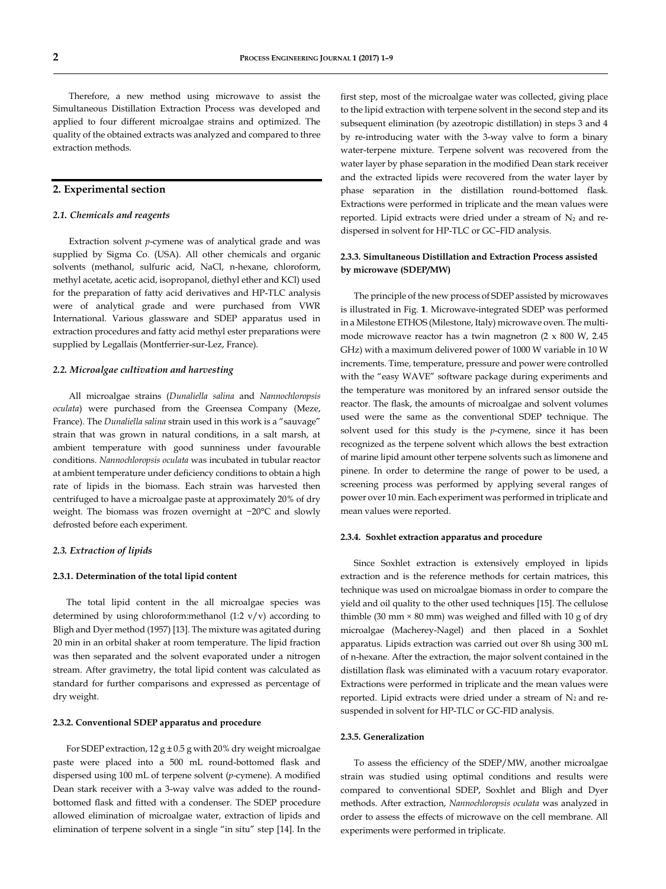Therefore, a new method using microwave to assist the Simultaneous Distillation Extraction Process was developed and applied to four different microalgae strains and optimized. The quality of the obtained extracts was analyzed and compared to three extraction methods.

## 2. Experimental section

### 2.1. Chemicals and reagents

Extraction solvent *p*-cymene was of analytical grade and was supplied by Sigma Co. (USA). All other chemicals and organic solvents (methanol, sulfuric acid, NaCl, n-hexane, chloroform, methyl acetate, acetic acid, isopropanol, diethyl ether and KCl) used for the preparation of fatty acid derivatives and HP-TLC analysis were of analytical grade and were purchased from VWR International. Various glassware and SDEP apparatus used in extraction procedures and fatty acid methyl ester preparations were supplied by Legallais (Montferrier-sur-Lez, France).

### 2.2. Microalgae cultivation and harvesting

All microalgae strains (*Dunaliella salina* and *Nannochloropsis oculata*) were purchased from the Greensea Company (Meze, France). The *Dunaliella salina* strain used in this work is a "sauvage" strain that was grown in natural conditions, in a salt marsh, at ambient temperature with good sunniness under favourable conditions. *Nannochloropsis oculata* was incubated in tubular reactor at ambient temperature under deficiency conditions to obtain a high rate of lipids in the biomass. Each strain was harvested then centrifuged to have a microalgae paste at approximately 20% of dry weight. The biomass was frozen overnight at −20°C and slowly defrosted before each experiment.

### 2.3. Extraction of lipids

#### 2.3.1. Determination of the total lipid content

The total lipid content in the all microalgae species was determined by using chloroform:methanol (1:2 v/v) according to Bligh and Dyer method (1957) [13]. The mixture was agitated during 20 min in an orbital shaker at room temperature. The lipid fraction was then separated and the solvent evaporated under a nitrogen stream. After gravimetry, the total lipid content was calculated as standard for further comparisons and expressed as percentage of dry weight.

#### 2.3.2. Conventional SDEP apparatus and procedure

For SDEP extraction, 12 g ± 0.5 g with 20% dry weight microalgae paste were placed into a 500 mL round-bottomed flask and dispersed using 100 mL of terpene solvent (*p*-cymene). A modified Dean stark receiver with a 3-way valve was added to the round-bottomed flask and fitted with a condenser. The SDEP procedure allowed elimination of microalgae water, extraction of lipids and elimination of terpene solvent in a single "in situ" step [14]. In the first step, most of the microalgae water was collected, giving place to the lipid extraction with terpene solvent in the second step and its subsequent elimination (by azeotropic distillation) in steps 3 and 4 by re-introducing water with the 3-way valve to form a binary water-terpene mixture. Terpene solvent was recovered from the water layer by phase separation in the modified Dean stark receiver and the extracted lipids were recovered from the water layer by phase separation in the distillation round-bottomed flask. Extractions were performed in triplicate and the mean values were reported. Lipid extracts were dried under a stream of $N_2$ and re-dispersed in solvent for HP-TLC or GC–FID analysis.

#### 2.3.3. Simultaneous Distillation and Extraction Process assisted by microwave (SDEP/MW)

The principle of the new process of SDEP assisted by microwaves is illustrated in Fig. **1**. Microwave-integrated SDEP was performed in a Milestone ETHOS (Milestone, Italy) microwave oven. The multi-mode microwave reactor has a twin magnetron (2 x 800 W, 2.45 GHz) with a maximum delivered power of 1000 W variable in 10 W increments. Time, temperature, pressure and power were controlled with the "easy WAVE" software package during experiments and the temperature was monitored by an infrared sensor outside the reactor. The flask, the amounts of microalgae and solvent volumes used were the same as the conventional SDEP technique. The solvent used for this study is the *p*-cymene, since it has been recognized as the terpene solvent which allows the best extraction of marine lipid amount other terpene solvents such as limonene and pinene. In order to determine the range of power to be used, a screening process was performed by applying several ranges of power over 10 min. Each experiment was performed in triplicate and mean values were reported.

#### 2.3.4. Soxhlet extraction apparatus and procedure

Since Soxhlet extraction is extensively employed in lipids extraction and is the reference methods for certain matrices, this technique was used on microalgae biomass in order to compare the yield and oil quality to the other used techniques [15]. The cellulose thimble (30 mm × 80 mm) was weighed and filled with 10 g of dry microalgae (Macherey-Nagel) and then placed in a Soxhlet apparatus. Lipids extraction was carried out over 8h using 300 mL of n-hexane. After the extraction, the major solvent contained in the distillation flask was eliminated with a vacuum rotary evaporator. Extractions were performed in triplicate and the mean values were reported. Lipid extracts were dried under a stream of $N_2$ and re-suspended in solvent for HP-TLC or GC-FID analysis.

#### 2.3.5. Generalization

To assess the efficiency of the SDEP/MW, another microalgae strain was studied using optimal conditions and results were compared to conventional SDEP, Soxhlet and Bligh and Dyer methods. After extraction, *Nannochloropsis oculata* was analyzed in order to assess the effects of microwave on the cell membrane. All experiments were performed in triplicate.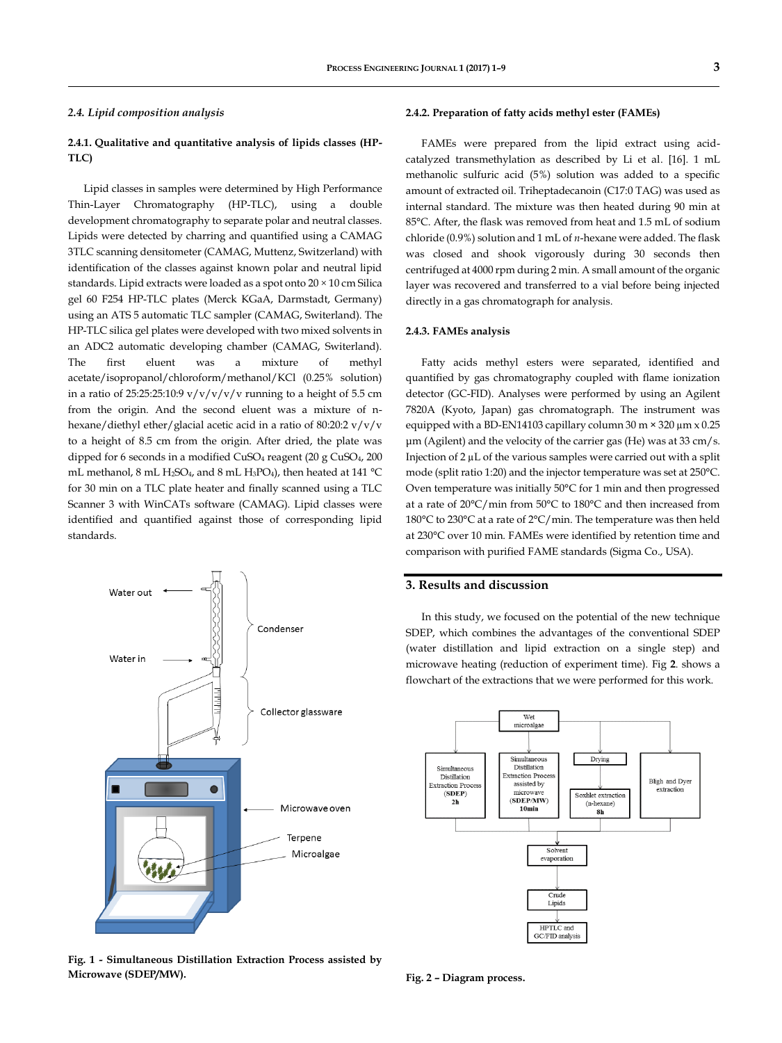### 2.4. Lipid composition analysis

#### 2.4.1. Qualitative and quantitative analysis of lipids classes (HP-TLC)

Lipid classes in samples were determined by High Performance Thin-Layer Chromatography (HP-TLC), using a double development chromatography to separate polar and neutral classes. Lipids were detected by charring and quantified using a CAMAG 3TLC scanning densitometer (CAMAG, Muttenz, Switzerland) with identification of the classes against known polar and neutral lipid standards. Lipid extracts were loaded as a spot onto 20 × 10 cm Silica gel 60 F254 HP-TLC plates (Merck KGaA, Darmstadt, Germany) using an ATS 5 automatic TLC sampler (CAMAG, Switerland). The HP-TLC silica gel plates were developed with two mixed solvents in an ADC2 automatic developing chamber (CAMAG, Switerland). The first eluent was a mixture of methyl acetate/isopropanol/chloroform/methanol/KCl (0.25% solution) in a ratio of 25:25:25:10:9 v/v/v/v/v running to a height of 5.5 cm from the origin. And the second eluent was a mixture of n-hexane/diethyl ether/glacial acetic acid in a ratio of 80:20:2 v/v/v to a height of 8.5 cm from the origin. After dried, the plate was dipped for 6 seconds in a modified $CuSO_4$ reagent (20 g $CuSO_4$, 200 mL methanol, 8 mL $H_2SO_4$, and 8 mL $H_3PO_4$), then heated at 141 °C for 30 min on a TLC plate heater and finally scanned using a TLC Scanner 3 with WinCATs software (CAMAG). Lipid classes were identified and quantified against those of corresponding lipid standards.

Water out

Water in

Condenser

Collector glassware

Microwave oven

Terpene

Microalgae

**Fig. 1 - Simultaneous Distillation Extraction Process assisted by Microwave (SDEP/MW).**

#### 2.4.2. Preparation of fatty acids methyl ester (FAMEs)

FAMEs were prepared from the lipid extract using acid-catalyzed transmethylation as described by Li et al. [16]. 1 mL methanolic sulfuric acid (5%) solution was added to a specific amount of extracted oil. Triheptadecanoin (C17:0 TAG) was used as internal standard. The mixture was then heated during 90 min at 85°C. After, the flask was removed from heat and 1.5 mL of sodium chloride (0.9%) solution and 1 mL of *n*-hexane were added. The flask was closed and shook vigorously during 30 seconds then centrifuged at 4000 rpm during 2 min. A small amount of the organic layer was recovered and transferred to a vial before being injected directly in a gas chromatograph for analysis.

#### 2.4.3. FAMEs analysis

Fatty acids methyl esters were separated, identified and quantified by gas chromatography coupled with flame ionization detector (GC-FID). Analyses were performed by using an Agilent 7820A (Kyoto, Japan) gas chromatograph. The instrument was equipped with a BD-EN14103 capillary column 30 m × 320 µm x 0.25 µm (Agilent) and the velocity of the carrier gas (He) was at 33 cm/s. Injection of 2 µL of the various samples were carried out with a split mode (split ratio 1:20) and the injector temperature was set at 250°C. Oven temperature was initially 50°C for 1 min and then progressed at a rate of 20°C/min from 50°C to 180°C and then increased from 180°C to 230°C at a rate of 2°C/min. The temperature was then held at 230°C over 10 min. FAMEs were identified by retention time and comparison with purified FAME standards (Sigma Co., USA).

## 3. Results and discussion

In this study, we focused on the potential of the new technique SDEP, which combines the advantages of the conventional SDEP (water distillation and lipid extraction on a single step) and microwave heating (reduction of experiment time). Fig **2**. shows a flowchart of the extractions that we were performed for this work.

Wet microalgae

Simultaneous Distillation Extraction Process (**SDEP**) **2h**

Simultaneous Distillation Extraction Process assisted by microwave (**SDEP/MW**) **10min**

Drying

Soxhlet extraction (n-hexane) **8h**

Bligh and Dyer extraction

Solvent evaporation

Crude Lipids

HPTLC and GC/FID analysis

**Fig. 2 – Diagram process.**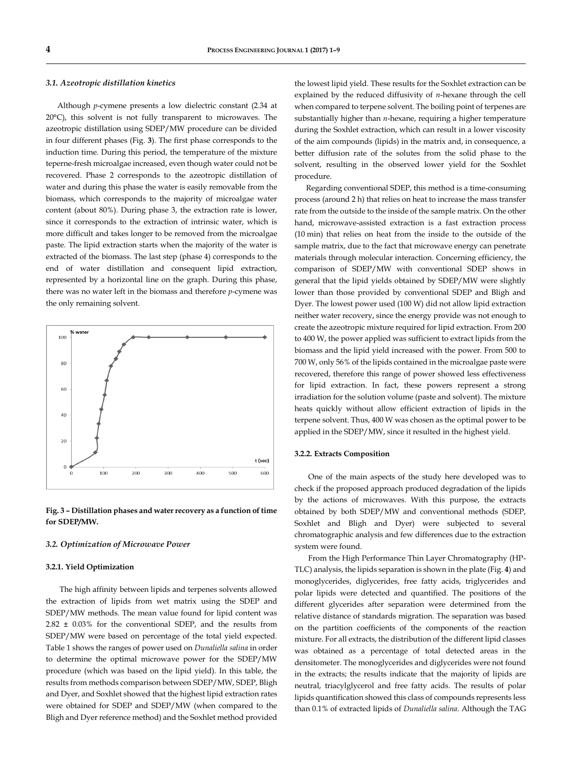### 3.1. Azeotropic distillation kinetics

Although *p*-cymene presents a low dielectric constant (2.34 at 20°C), this solvent is not fully transparent to microwaves. The azeotropic distillation using SDEP/MW procedure can be divided in four different phases (Fig. **3**). The first phase corresponds to the induction time. During this period, the temperature of the mixture teperne-fresh microalgae increased, even though water could not be recovered. Phase 2 corresponds to the azeotropic distillation of water and during this phase the water is easily removable from the biomass, which corresponds to the majority of microalgae water content (about 80%). During phase 3, the extraction rate is lower, since it corresponds to the extraction of intrinsic water, which is more difficult and takes longer to be removed from the microalgae paste. The lipid extraction starts when the majority of the water is extracted of the biomass. The last step (phase 4) corresponds to the end of water distillation and consequent lipid extraction, represented by a horizontal line on the graph. During this phase, there was no water left in the biomass and therefore *p*-cymene was the only remaining solvent.

**Fig. 3 – Distillation phases and water recovery as a function of time for SDEP/MW.**

### 3.2. Optimization of Microwave Power

#### 3.2.1. Yield Optimization

The high affinity between lipids and terpenes solvents allowed the extraction of lipids from wet matrix using the SDEP and SDEP/MW methods. The mean value found for lipid content was 2.82 ± 0.03% for the conventional SDEP, and the results from SDEP/MW were based on percentage of the total yield expected. Table 1 shows the ranges of power used on *Dunaliella salina* in order to determine the optimal microwave power for the SDEP/MW procedure (which was based on the lipid yield). In this table, the results from methods comparison between SDEP/MW, SDEP, Bligh and Dyer, and Soxhlet showed that the highest lipid extraction rates were obtained for SDEP and SDEP/MW (when compared to the Bligh and Dyer reference method) and the Soxhlet method provided the lowest lipid yield. These results for the Soxhlet extraction can be explained by the reduced diffusivity of *n*-hexane through the cell when compared to terpene solvent. The boiling point of terpenes are substantially higher than *n*-hexane, requiring a higher temperature during the Soxhlet extraction, which can result in a lower viscosity of the aim compounds (lipids) in the matrix and, in consequence, a better diffusion rate of the solutes from the solid phase to the solvent, resulting in the observed lower yield for the Soxhlet procedure.

Regarding conventional SDEP, this method is a time-consuming process (around 2 h) that relies on heat to increase the mass transfer rate from the outside to the inside of the sample matrix. On the other hand, microwave-assisted extraction is a fast extraction process (10 min) that relies on heat from the inside to the outside of the sample matrix, due to the fact that microwave energy can penetrate materials through molecular interaction. Concerning efficiency, the comparison of SDEP/MW with conventional SDEP shows in general that the lipid yields obtained by SDEP/MW were slightly lower than those provided by conventional SDEP and Bligh and Dyer. The lowest power used (100 W) did not allow lipid extraction neither water recovery, since the energy provide was not enough to create the azeotropic mixture required for lipid extraction. From 200 to 400 W, the power applied was sufficient to extract lipids from the biomass and the lipid yield increased with the power. From 500 to 700 W, only 56% of the lipids contained in the microalgae paste were recovered, therefore this range of power showed less effectiveness for lipid extraction. In fact, these powers represent a strong irradiation for the solution volume (paste and solvent). The mixture heats quickly without allow efficient extraction of lipids in the terpene solvent. Thus, 400 W was chosen as the optimal power to be applied in the SDEP/MW, since it resulted in the highest yield.

#### 3.2.2. Extracts Composition

One of the main aspects of the study here developed was to check if the proposed approach produced degradation of the lipids by the actions of microwaves. With this purpose, the extracts obtained by both SDEP/MW and conventional methods (SDEP, Soxhlet and Bligh and Dyer) were subjected to several chromatographic analysis and few differences due to the extraction system were found.

From the High Performance Thin Layer Chromatography (HP-TLC) analysis, the lipids separation is shown in the plate (Fig. **4**) and monoglycerides, diglycerides, free fatty acids, triglycerides and polar lipids were detected and quantified. The positions of the different glycerides after separation were determined from the relative distance of standards migration. The separation was based on the partition coefficients of the components of the reaction mixture. For all extracts, the distribution of the different lipid classes was obtained as a percentage of total detected areas in the densitometer. The monoglycerides and diglycerides were not found in the extracts; the results indicate that the majority of lipids are neutral, triacylglycerol and free fatty acids. The results of polar lipids quantification showed this class of compounds represents less than 0.1% of extracted lipids of *Dunaliella salina*. Although the TAG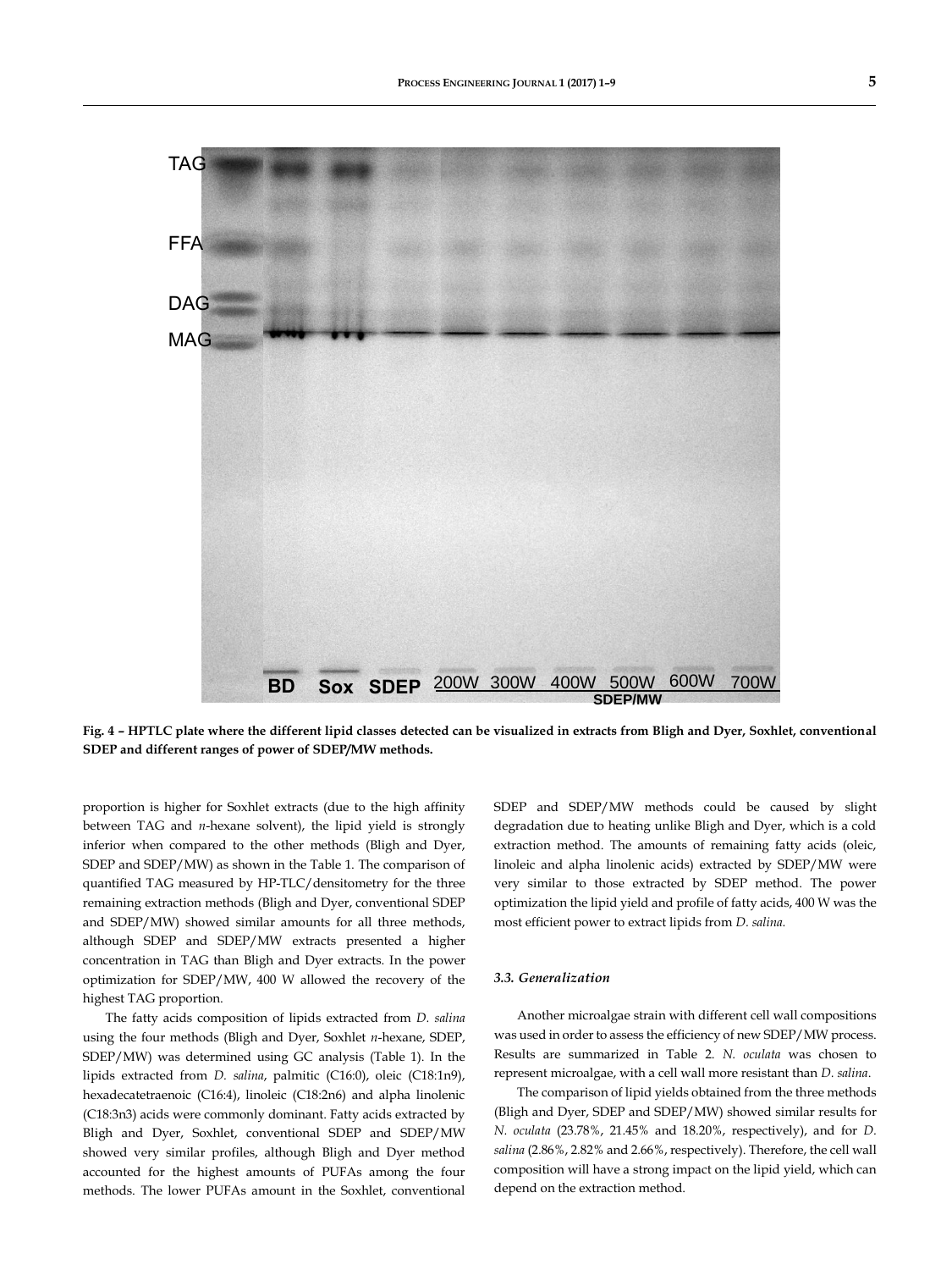Fig. 4 – HPTLC plate where the different lipid classes detected can be visualized in extracts from Bligh and Dyer, Soxhlet, conventional SDEP and different ranges of power of SDEP/MW methods.

proportion is higher for Soxhlet extracts (due to the high affinity between TAG and *n*-hexane solvent), the lipid yield is strongly inferior when compared to the other methods (Bligh and Dyer, SDEP and SDEP/MW) as shown in the Table 1. The comparison of quantified TAG measured by HP-TLC/densitometry for the three remaining extraction methods (Bligh and Dyer, conventional SDEP and SDEP/MW) showed similar amounts for all three methods, although SDEP and SDEP/MW extracts presented a higher concentration in TAG than Bligh and Dyer extracts. In the power optimization for SDEP/MW, 400 W allowed the recovery of the highest TAG proportion.

The fatty acids composition of lipids extracted from *D. salina* using the four methods (Bligh and Dyer, Soxhlet *n*-hexane, SDEP, SDEP/MW) was determined using GC analysis (Table 1). In the lipids extracted from *D. salina*, palmitic (C16:0), oleic (C18:1n9), hexadecatetraenoic (C16:4), linoleic (C18:2n6) and alpha linolenic (C18:3n3) acids were commonly dominant. Fatty acids extracted by Bligh and Dyer, Soxhlet, conventional SDEP and SDEP/MW showed very similar profiles, although Bligh and Dyer method accounted for the highest amounts of PUFAs among the four methods. The lower PUFAs amount in the Soxhlet, conventional SDEP and SDEP/MW methods could be caused by slight degradation due to heating unlike Bligh and Dyer, which is a cold extraction method. The amounts of remaining fatty acids (oleic, linoleic and alpha linolenic acids) extracted by SDEP/MW were very similar to those extracted by SDEP method. The power optimization the lipid yield and profile of fatty acids, 400 W was the most efficient power to extract lipids from *D. salina*.

### 3.3. Generalization

Another microalgae strain with different cell wall compositions was used in order to assess the efficiency of new SDEP/MW process. Results are summarized in Table 2. *N. oculata* was chosen to represent microalgae, with a cell wall more resistant than *D. salina*.

The comparison of lipid yields obtained from the three methods (Bligh and Dyer, SDEP and SDEP/MW) showed similar results for *N. oculata* (23.78%, 21.45% and 18.20%, respectively), and for *D. salina* (2.86%, 2.82% and 2.66%, respectively). Therefore, the cell wall composition will have a strong impact on the lipid yield, which can depend on the extraction method.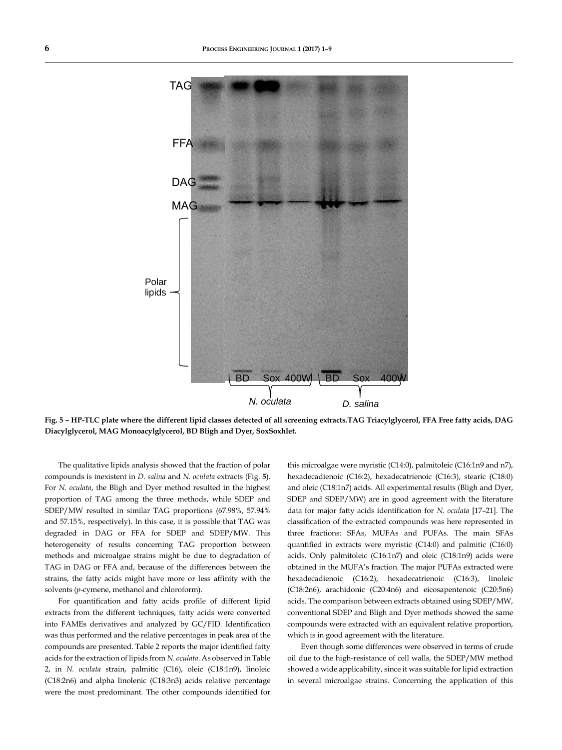Fig. 5 – HP-TLC plate where the different lipid classes detected of all screening extracts.TAG Triacylglycerol, FFA Free fatty acids, DAG Diacylglycerol, MAG Monoacylglycerol, BD Bligh and Dyer, SoxSoxhlet.

The qualitative lipids analysis showed that the fraction of polar compounds is inexistent in *D. salina* and *N. oculata* extracts (Fig. **5**). For *N. oculata*, the Bligh and Dyer method resulted in the highest proportion of TAG among the three methods, while SDEP and SDEP/MW resulted in similar TAG proportions (67.98%, 57.94% and 57.15%, respectively). In this case, it is possible that TAG was degraded in DAG or FFA for SDEP and SDEP/MW. This heterogeneity of results concerning TAG proportion between methods and microalgae strains might be due to degradation of TAG in DAG or FFA and, because of the differences between the strains, the fatty acids might have more or less affinity with the solvents (*p*-cymene, methanol and chloroform).

For quantification and fatty acids profile of different lipid extracts from the different techniques, fatty acids were converted into FAMEs derivatives and analyzed by GC/FID. Identification was thus performed and the relative percentages in peak area of the compounds are presented. Table 2 reports the major identified fatty acids for the extraction of lipids from *N. oculata*. As observed in Table 2, in *N. oculata* strain, palmitic (C16), oleic (C18:1n9), linoleic (C18:2n6) and alpha linolenic (C18:3n3) acids relative percentage were the most predominant. The other compounds identified for this microalgae were myristic (C14:0), palmitoleic (C16:1n9 and n7), hexadecadienoic (C16:2), hexadecatrienoic (C16:3), stearic (C18:0) and oleic (C18:1n7) acids. All experimental results (Bligh and Dyer, SDEP and SDEP/MW) are in good agreement with the literature data for major fatty acids identification for *N. oculata* [17–21]. The classification of the extracted compounds was here represented in three fractions: SFAs, MUFAs and PUFAs. The main SFAs quantified in extracts were myristic (C14:0) and palmitic (C16:0) acids. Only palmitoleic (C16:1n7) and oleic (C18:1n9) acids were obtained in the MUFA's fraction. The major PUFAs extracted were hexadecadienoic (C16:2), hexadecatrienoic (C16:3), linoleic (C18:2n6), arachidonic (C20:4n6) and eicosapentenoic (C20:5n6) acids. The comparison between extracts obtained using SDEP/MW, conventional SDEP and Bligh and Dyer methods showed the same compounds were extracted with an equivalent relative proportion, which is in good agreement with the literature.

Even though some differences were observed in terms of crude oil due to the high-resistance of cell walls, the SDEP/MW method showed a wide applicability, since it was suitable for lipid extraction in several microalgae strains. Concerning the application of this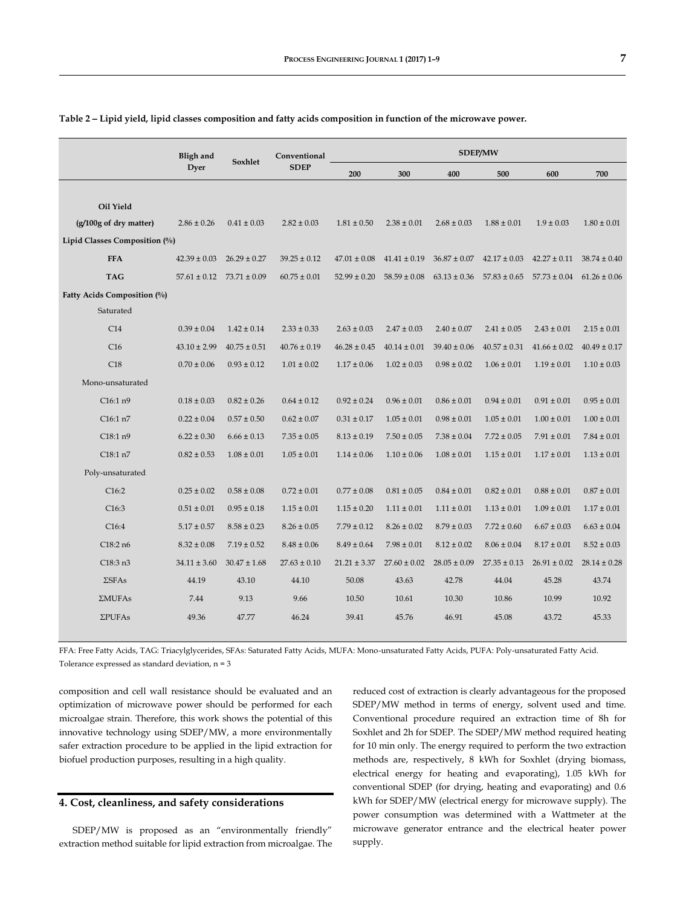**Table 2 – Lipid yield, lipid classes composition and fatty acids composition in function of the microwave power.**

| | Bligh and Dyer | Soxhlet | Conventional SDEP | SDEP/MW | | | | | |
|---|---|---|---|---|---|---|---|---|---|
| | | | | 200 | 300 | 400 | 500 | 600 | 700 |
| **Oil Yield (g/100g of dry matter)** | 2.86 ± 0.26 | 0.41 ± 0.03 | 2.82 ± 0.03 | 1.81 ± 0.50 | 2.38 ± 0.01 | 2.68 ± 0.03 | 1.88 ± 0.01 | 1.9 ± 0.03 | 1.80 ± 0.01 |
| **Lipid Classes Composition (%)** | | | | | | | | | |
| **FFA** | 42.39 ± 0.03 | 26.29 ± 0.27 | 39.25 ± 0.12 | 47.01 ± 0.08 | 41.41 ± 0.19 | 36.87 ± 0.07 | 42.17 ± 0.03 | 42.27 ± 0.11 | 38.74 ± 0.40 |
| **TAG** | 57.61 ± 0.12 | 73.71 ± 0.09 | 60.75 ± 0.01 | 52.99 ± 0.20 | 58.59 ± 0.08 | 63.13 ± 0.36 | 57.83 ± 0.65 | 57.73 ± 0.04 | 61.26 ± 0.06 |
| **Fatty Acids Composition (%)** | | | | | | | | | |
| Saturated | | | | | | | | | |
| C14 | 0.39 ± 0.04 | 1.42 ± 0.14 | 2.33 ± 0.33 | 2.63 ± 0.03 | 2.47 ± 0.03 | 2.40 ± 0.07 | 2.41 ± 0.05 | 2.43 ± 0.01 | 2.15 ± 0.01 |
| C16 | 43.10 ± 2.99 | 40.75 ± 0.51 | 40.76 ± 0.19 | 46.28 ± 0.45 | 40.14 ± 0.01 | 39.40 ± 0.06 | 40.57 ± 0.31 | 41.66 ± 0.02 | 40.49 ± 0.17 |
| C18 | 0.70 ± 0.06 | 0.93 ± 0.12 | 1.01 ± 0.02 | 1.17 ± 0.06 | 1.02 ± 0.03 | 0.98 ± 0.02 | 1.06 ± 0.01 | 1.19 ± 0.01 | 1.10 ± 0.03 |
| Mono-unsaturated | | | | | | | | | |
| C16:1 n9 | 0.18 ± 0.03 | 0.82 ± 0.26 | 0.64 ± 0.12 | 0.92 ± 0.24 | 0.96 ± 0.01 | 0.86 ± 0.01 | 0.94 ± 0.01 | 0.91 ± 0.01 | 0.95 ± 0.01 |
| C16:1 n7 | 0.22 ± 0.04 | 0.57 ± 0.50 | 0.62 ± 0.07 | 0.31 ± 0.17 | 1.05 ± 0.01 | 0.98 ± 0.01 | 1.05 ± 0.01 | 1.00 ± 0.01 | 1.00 ± 0.01 |
| C18:1 n9 | 6.22 ± 0.30 | 6.66 ± 0.13 | 7.35 ± 0.05 | 8.13 ± 0.19 | 7.50 ± 0.05 | 7.38 ± 0.04 | 7.72 ± 0.05 | 7.91 ± 0.01 | 7.84 ± 0.01 |
| C18:1 n7 | 0.82 ± 0.53 | 1.08 ± 0.01 | 1.05 ± 0.01 | 1.14 ± 0.06 | 1.10 ± 0.06 | 1.08 ± 0.01 | 1.15 ± 0.01 | 1.17 ± 0.01 | 1.13 ± 0.01 |
| Poly-unsaturated | | | | | | | | | |
| C16:2 | 0.25 ± 0.02 | 0.58 ± 0.08 | 0.72 ± 0.01 | 0.77 ± 0.08 | 0.81 ± 0.05 | 0.84 ± 0.01 | 0.82 ± 0.01 | 0.88 ± 0.01 | 0.87 ± 0.01 |
| C16:3 | 0.51 ± 0.01 | 0.95 ± 0.18 | 1.15 ± 0.01 | 1.15 ± 0.20 | 1.11 ± 0.01 | 1.11 ± 0.01 | 1.13 ± 0.01 | 1.09 ± 0.01 | 1.17 ± 0.01 |
| C16:4 | 5.17 ± 0.57 | 8.58 ± 0.23 | 8.26 ± 0.05 | 7.79 ± 0.12 | 8.26 ± 0.02 | 8.79 ± 0.03 | 7.72 ± 0.60 | 6.67 ± 0.03 | 6.63 ± 0.04 |
| C18:2 n6 | 8.32 ± 0.08 | 7.19 ± 0.52 | 8.48 ± 0.06 | 8.49 ± 0.64 | 7.98 ± 0.01 | 8.12 ± 0.02 | 8.06 ± 0.04 | 8.17 ± 0.01 | 8.52 ± 0.03 |
| C18:3 n3 | 34.11 ± 3.60 | 30.47 ± 1.68 | 27.63 ± 0.10 | 21.21 ± 3.37 | 27.60 ± 0.02 | 28.05 ± 0.09 | 27.35 ± 0.13 | 26.91 ± 0.02 | 28.14 ± 0.28 |
| ΣSFAs | 44.19 | 43.10 | 44.10 | 50.08 | 43.63 | 42.78 | 44.04 | 45.28 | 43.74 |
| ΣMUFAs | 7.44 | 9.13 | 9.66 | 10.50 | 10.61 | 10.30 | 10.86 | 10.99 | 10.92 |
| ΣPUFAs | 49.36 | 47.77 | 46.24 | 39.41 | 45.76 | 46.91 | 45.08 | 43.72 | 45.33 |

FFA: Free Fatty Acids, TAG: Triacylglycerides, SFAs: Saturated Fatty Acids, MUFA: Mono-unsaturated Fatty Acids, PUFA: Poly-unsaturated Fatty Acid.
Tolerance expressed as standard deviation, n = 3

composition and cell wall resistance should be evaluated and an optimization of microwave power should be performed for each microalgae strain. Therefore, this work shows the potential of this innovative technology using SDEP/MW, a more environmentally safer extraction procedure to be applied in the lipid extraction for biofuel production purposes, resulting in a high quality.

## 4. Cost, cleanliness, and safety considerations

SDEP/MW is proposed as an "environmentally friendly" extraction method suitable for lipid extraction from microalgae. The reduced cost of extraction is clearly advantageous for the proposed SDEP/MW method in terms of energy, solvent used and time. Conventional procedure required an extraction time of 8h for Soxhlet and 2h for SDEP. The SDEP/MW method required heating for 10 min only. The energy required to perform the two extraction methods are, respectively, 8 kWh for Soxhlet (drying biomass, electrical energy for heating and evaporating), 1.05 kWh for conventional SDEP (for drying, heating and evaporating) and 0.6 kWh for SDEP/MW (electrical energy for microwave supply). The power consumption was determined with a Wattmeter at the microwave generator entrance and the electrical heater power supply.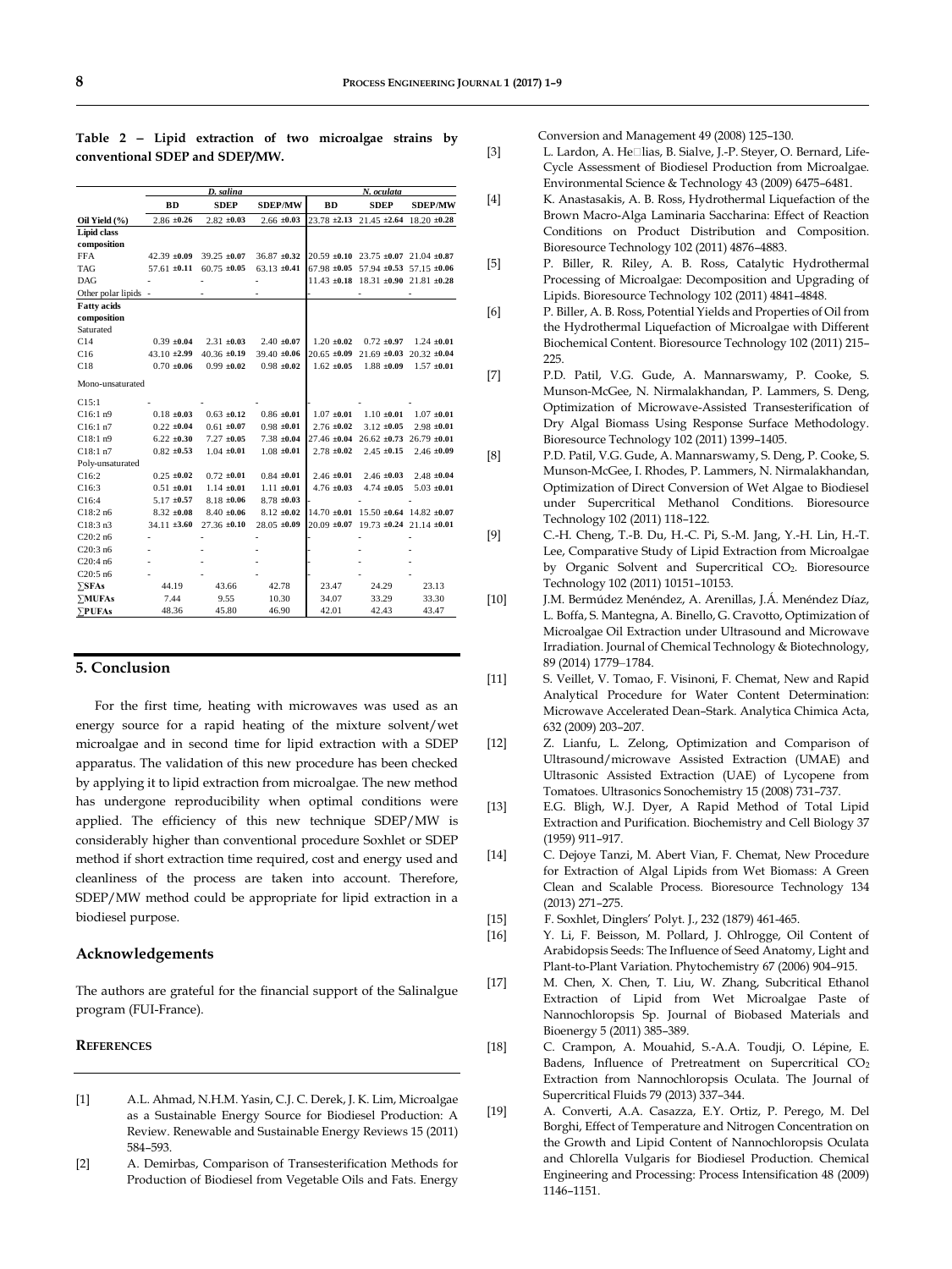**Table 2 – Lipid extraction of two microalgae strains by conventional SDEP and SDEP/MW.**

| | *D. salina* | | | *N. oculata* | | |
|---|---|---|---|---|---|---|
| | **BD** | **SDEP** | **SDEP/MW** | **BD** | **SDEP** | **SDEP/MW** |
| **Oil Yield (%)** | 2.86 ±0.26 | 2.82 ±0.03 | 2.66 ±0.03 | 23.78 ±2.13 | 21.45 ±2.64 | 18.20 ±0.28 |
| **Lipid class composition** | | | | | | |
| FFA | 42.39 ±0.09 | 39.25 ±0.07 | 36.87 ±0.32 | 20.59 ±0.10 | 23.75 ±0.07 | 21.04 ±0.87 |
| TAG | 57.61 ±0.11 | 60.75 ±0.05 | 63.13 ±0.41 | 67.98 ±0.05 | 57.94 ±0.53 | 57.15 ±0.06 |
| DAG | - | - | - | 11.43 ±0.18 | 18.31 ±0.90 | 21.81 ±0.28 |
| Other polar lipids | - | - | - | - | - | - |
| **Fatty acids composition** | | | | | | |
| Saturated | | | | | | |
| C14 | 0.39 ±0.04 | 2.31 ±0.03 | 2.40 ±0.07 | 1.20 ±0.02 | 0.72 ±0.97 | 1.24 ±0.01 |
| C16 | 43.10 ±2.99 | 40.36 ±0.19 | 39.40 ±0.06 | 20.65 ±0.09 | 21.69 ±0.03 | 20.32 ±0.04 |
| C18 | 0.70 ±0.06 | 0.99 ±0.02 | 0.98 ±0.02 | 1.62 ±0.05 | 1.88 ±0.09 | 1.57 ±0.01 |
| Mono-unsaturated | | | | | | |
| C15:1 | - | - | - | - | - | - |
| C16:1 n9 | 0.18 ±0.03 | 0.63 ±0.12 | 0.86 ±0.01 | 1.07 ±0.01 | 1.10 ±0.01 | 1.07 ±0.01 |
| C16:1 n7 | 0.22 ±0.04 | 0.61 ±0.07 | 0.98 ±0.01 | 2.76 ±0.02 | 3.12 ±0.05 | 2.98 ±0.01 |
| C18:1 n9 | 6.22 ±0.30 | 7.27 ±0.05 | 7.38 ±0.04 | 27.46 ±0.04 | 26.62 ±0.73 | 26.79 ±0.01 |
| C18:1 n7 | 0.82 ±0.53 | 1.04 ±0.01 | 1.08 ±0.01 | 2.78 ±0.02 | 2.45 ±0.15 | 2.46 ±0.09 |
| Poly-unsaturated | | | | | | |
| C16:2 | 0.25 ±0.02 | 0.72 ±0.01 | 0.84 ±0.01 | 2.46 ±0.01 | 2.46 ±0.03 | 2.48 ±0.04 |
| C16:3 | 0.51 ±0.01 | 1.14 ±0.01 | 1.11 ±0.01 | 4.76 ±0.03 | 4.74 ±0.05 | 5.03 ±0.01 |
| C16:4 | 5.17 ±0.57 | 8.18 ±0.06 | 8.78 ±0.03 | - | - | - |
| C18:2 n6 | 8.32 ±0.08 | 8.40 ±0.06 | 8.12 ±0.02 | 14.70 ±0.01 | 15.50 ±0.64 | 14.82 ±0.07 |
| C18:3 n3 | 34.11 ±3.60 | 27.36 ±0.10 | 28.05 ±0.09 | 20.09 ±0.07 | 19.73 ±0.24 | 21.14 ±0.01 |
| C20:2 n6 | - | - | - | - | - | - |
| C20:3 n6 | - | - | - | - | - | - |
| C20:4 n6 | - | - | - | - | - | - |
| C20:5 n6 | - | - | - | - | - | - |
| **∑SFAs** | 44.19 | 43.66 | 42.78 | 23.47 | 24.29 | 23.13 |
| **∑MUFAs** | 7.44 | 9.55 | 10.30 | 34.07 | 33.29 | 33.30 |
| **∑PUFAs** | 48.36 | 45.80 | 46.90 | 42.01 | 42.43 | 43.47 |

## 5. Conclusion

For the first time, heating with microwaves was used as an energy source for a rapid heating of the mixture solvent/wet microalgae and in second time for lipid extraction with a SDEP apparatus. The validation of this new procedure has been checked by applying it to lipid extraction from microalgae. The new method has undergone reproducibility when optimal conditions were applied. The efficiency of this new technique SDEP/MW is considerably higher than conventional procedure Soxhlet or SDEP method if short extraction time required, cost and energy used and cleanliness of the process are taken into account. Therefore, SDEP/MW method could be appropriate for lipid extraction in a biodiesel purpose.

## Acknowledgements

The authors are grateful for the financial support of the Salinalgue program (FUI-France).

## References

[1] A.L. Ahmad, N.H.M. Yasin, C.J. C. Derek, J. K. Lim, Microalgae as a Sustainable Energy Source for Biodiesel Production: A Review. Renewable and Sustainable Energy Reviews 15 (2011) 584–593.

[2] A. Demirbas, Comparison of Transesterification Methods for Production of Biodiesel from Vegetable Oils and Fats. Energy Conversion and Management 49 (2008) 125–130.

[3] L. Lardon, A. He□lias, B. Sialve, J.-P. Steyer, O. Bernard, Life-Cycle Assessment of Biodiesel Production from Microalgae. Environmental Science & Technology 43 (2009) 6475–6481.

[4] K. Anastasakis, A. B. Ross, Hydrothermal Liquefaction of the Brown Macro-Alga Laminaria Saccharina: Effect of Reaction Conditions on Product Distribution and Composition. Bioresource Technology 102 (2011) 4876–4883.

[5] P. Biller, R. Riley, A. B. Ross, Catalytic Hydrothermal Processing of Microalgae: Decomposition and Upgrading of Lipids. Bioresource Technology 102 (2011) 4841–4848.

[6] P. Biller, A. B. Ross, Potential Yields and Properties of Oil from the Hydrothermal Liquefaction of Microalgae with Different Biochemical Content. Bioresource Technology 102 (2011) 215–225.

[7] P.D. Patil, V.G. Gude, A. Mannarswamy, P. Cooke, S. Munson-McGee, N. Nirmalakhandan, P. Lammers, S. Deng, Optimization of Microwave-Assisted Transesterification of Dry Algal Biomass Using Response Surface Methodology. Bioresource Technology 102 (2011) 1399–1405.

[8] P.D. Patil, V.G. Gude, A. Mannarswamy, S. Deng, P. Cooke, S. Munson-McGee, I. Rhodes, P. Lammers, N. Nirmalakhandan, Optimization of Direct Conversion of Wet Algae to Biodiesel under Supercritical Methanol Conditions. Bioresource Technology 102 (2011) 118–122.

[9] C.-H. Cheng, T.-B. Du, H.-C. Pi, S.-M. Jang, Y.-H. Lin, H.-T. Lee, Comparative Study of Lipid Extraction from Microalgae by Organic Solvent and Supercritical $CO_2$. Bioresource Technology 102 (2011) 10151–10153.

[10] J.M. Bermúdez Menéndez, A. Arenillas, J.Á. Menéndez Díaz, L. Boffa, S. Mantegna, A. Binello, G. Cravotto, Optimization of Microalgae Oil Extraction under Ultrasound and Microwave Irradiation. Journal of Chemical Technology & Biotechnology, 89 (2014) 1779–1784.

[11] S. Veillet, V. Tomao, F. Visinoni, F. Chemat, New and Rapid Analytical Procedure for Water Content Determination: Microwave Accelerated Dean–Stark. Analytica Chimica Acta, 632 (2009) 203–207.

[12] Z. Lianfu, L. Zelong, Optimization and Comparison of Ultrasound/microwave Assisted Extraction (UMAE) and Ultrasonic Assisted Extraction (UAE) of Lycopene from Tomatoes. Ultrasonics Sonochemistry 15 (2008) 731–737.

[13] E.G. Bligh, W.J. Dyer, A Rapid Method of Total Lipid Extraction and Purification. Biochemistry and Cell Biology 37 (1959) 911–917.

[14] C. Dejoye Tanzi, M. Abert Vian, F. Chemat, New Procedure for Extraction of Algal Lipids from Wet Biomass: A Green Clean and Scalable Process. Bioresource Technology 134 (2013) 271–275.

[15] F. Soxhlet, Dinglers' Polyt. J., 232 (1879) 461-465.

[16] Y. Li, F. Beisson, M. Pollard, J. Ohlrogge, Oil Content of Arabidopsis Seeds: The Influence of Seed Anatomy, Light and Plant-to-Plant Variation. Phytochemistry 67 (2006) 904–915.

[17] M. Chen, X. Chen, T. Liu, W. Zhang, Subcritical Ethanol Extraction of Lipid from Wet Microalgae Paste of Nannochloropsis Sp. Journal of Biobased Materials and Bioenergy 5 (2011) 385–389.

[18] C. Crampon, A. Mouahid, S.-A.A. Toudji, O. Lépine, E. Badens, Influence of Pretreatment on Supercritical $CO_2$ Extraction from Nannochloropsis Oculata. The Journal of Supercritical Fluids 79 (2013) 337–344.

[19] A. Converti, A.A. Casazza, E.Y. Ortiz, P. Perego, M. Del Borghi, Effect of Temperature and Nitrogen Concentration on the Growth and Lipid Content of Nannochloropsis Oculata and Chlorella Vulgaris for Biodiesel Production. Chemical Engineering and Processing: Process Intensification 48 (2009) 1146–1151.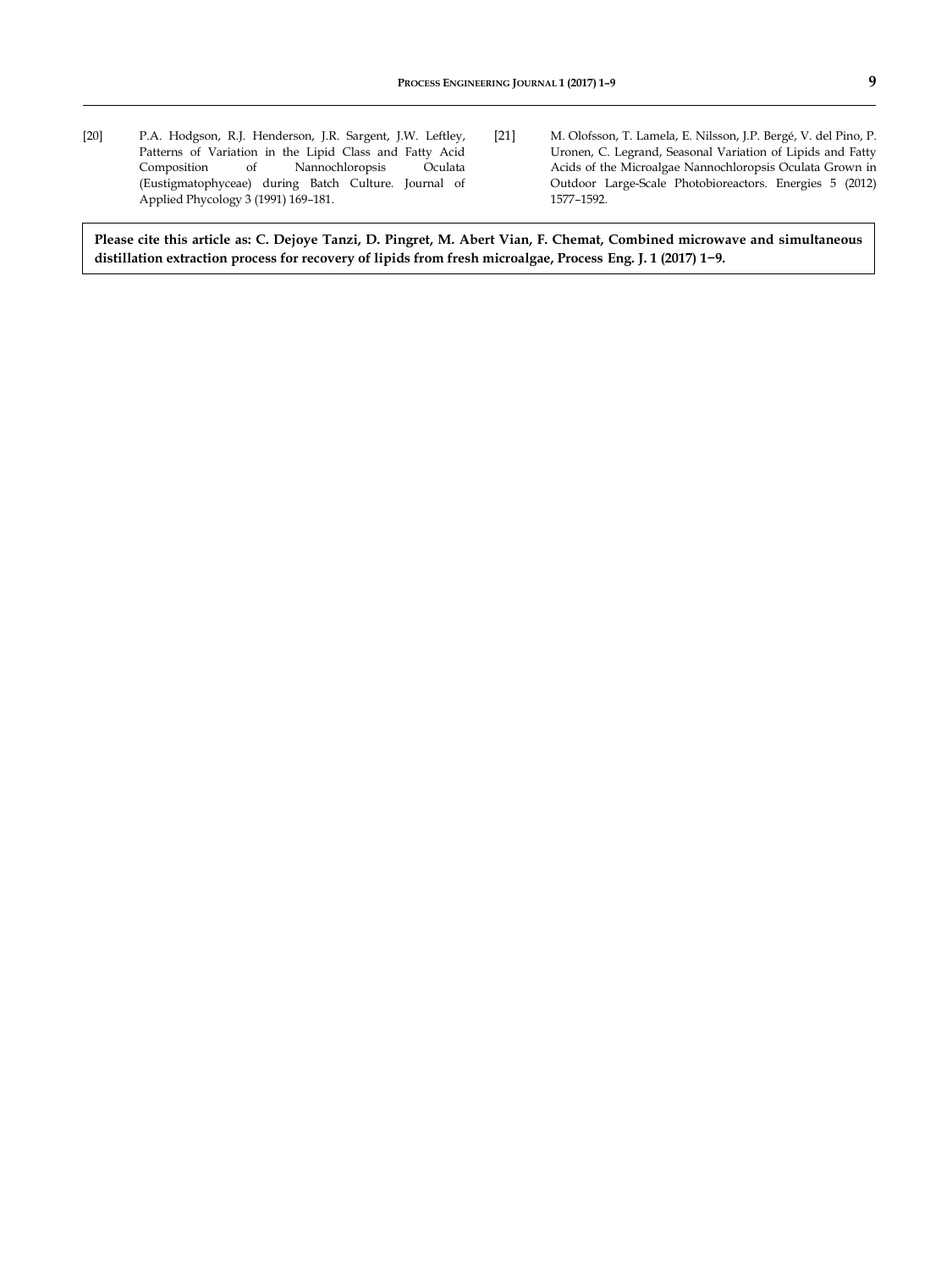[20] P.A. Hodgson, R.J. Henderson, J.R. Sargent, J.W. Leftley, Patterns of Variation in the Lipid Class and Fatty Acid Composition of Nannochloropsis Oculata (Eustigmatophyceae) during Batch Culture. Journal of Applied Phycology 3 (1991) 169–181.

[21] M. Olofsson, T. Lamela, E. Nilsson, J.P. Bergé, V. del Pino, P. Uronen, C. Legrand, Seasonal Variation of Lipids and Fatty Acids of the Microalgae Nannochloropsis Oculata Grown in Outdoor Large-Scale Photobioreactors. Energies 5 (2012) 1577–1592.

**Please cite this article as: C. Dejoye Tanzi, D. Pingret, M. Abert Vian, F. Chemat, Combined microwave and simultaneous distillation extraction process for recovery of lipids from fresh microalgae, Process Eng. J. 1 (2017) 1−9.**